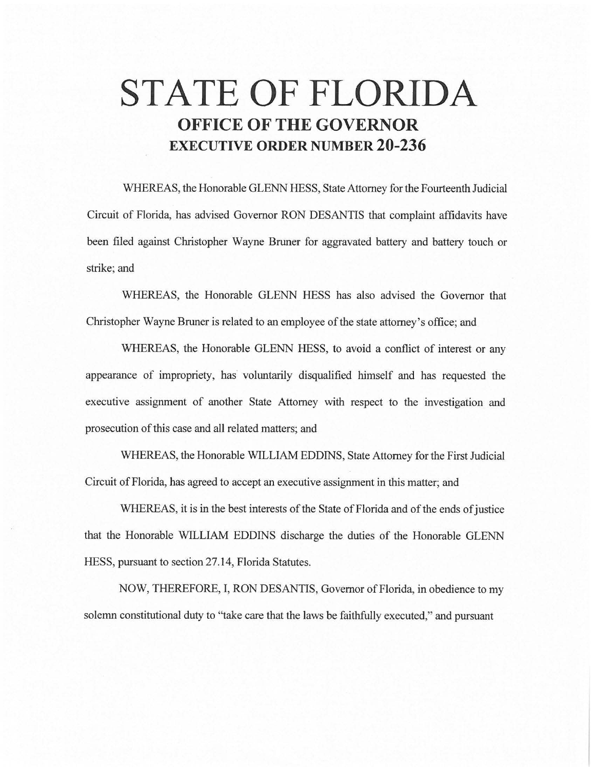# STATE OF FLORIDA

## OFFICE OF THE GOVERNOR

## EXECUTIVE ORDER NUMBER 20-236

WHEREAS, the Honorable GLENN HESS, State Attorney for the Fourteenth Judicial Circuit of Florida, has advised Governor RON DESANTIS that complaint affidavits have been filed against Christopher Wayne Bruner for aggravated battery and battery touch or strike; and

WHEREAS, the Honorable GLENN HESS has also advised the Governor that Christopher Wayne Bruner is related to an employee of the state attorney's office; and

WHEREAS, the Honorable GLENN HESS, to avoid a conflict of interest or any appearance of impropriety, has voluntarily disqualified himself and has requested the executive assignment of another State Attorney with respect to the investigation and prosecution of this case and all related matters; and

WHEREAS, the Honorable WILLIAM EDDINS, State Attorney for the First Judicial Circuit of Florida, has agreed to accept an executive assignment in this matter; and

WHEREAS, it is in the best interests of the State of Florida and of the ends of justice that the Honorable WILLIAM EDDINS discharge the duties of the Honorable GLENN HESS, pursuant to section 27.14, Florida Statutes.

NOW, THEREFORE, I, RON DESANTIS, Governor of Florida, in obedience to my solemn constitutional duty to "take care that the laws be faithfully executed," and pursuant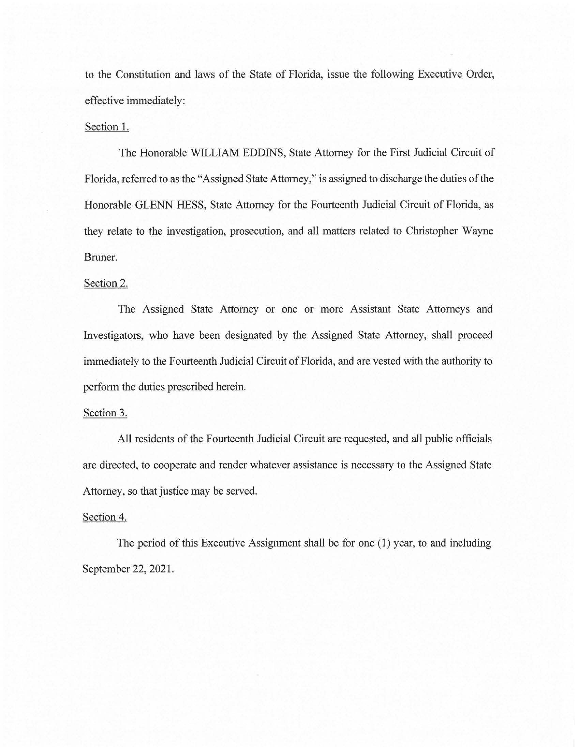to the Constitution and laws of the State of Florida, issue the following Executive Order, effective immediately:

Section 1.

The Honorable WILLIAM EDDINS, State Attorney for the First Judicial Circuit of Florida, referred to as the "Assigned State Attorney," is assigned to discharge the duties of the Honorable GLENN HESS, State Attorney for the Fourteenth Judicial Circuit of Florida, as they relate to the investigation, prosecution, and all matters related to Christopher Wayne Bruner.

Section 2.

The Assigned State Attorney or one or more Assistant State Attorneys and Investigators, who have been designated by the Assigned State Attorney, shall proceed immediately to the Fourteenth Judicial Circuit of Florida, and are vested with the authority to perform the duties prescribed herein.

Section 3.

All residents of the Fourteenth Judicial Circuit are requested, and all public officials are directed, to cooperate and render whatever assistance is necessary to the Assigned State Attorney, so that justice may be served.

Section 4.

The period of this Executive Assignment shall be for one (1) year, to and including September 22, 2021.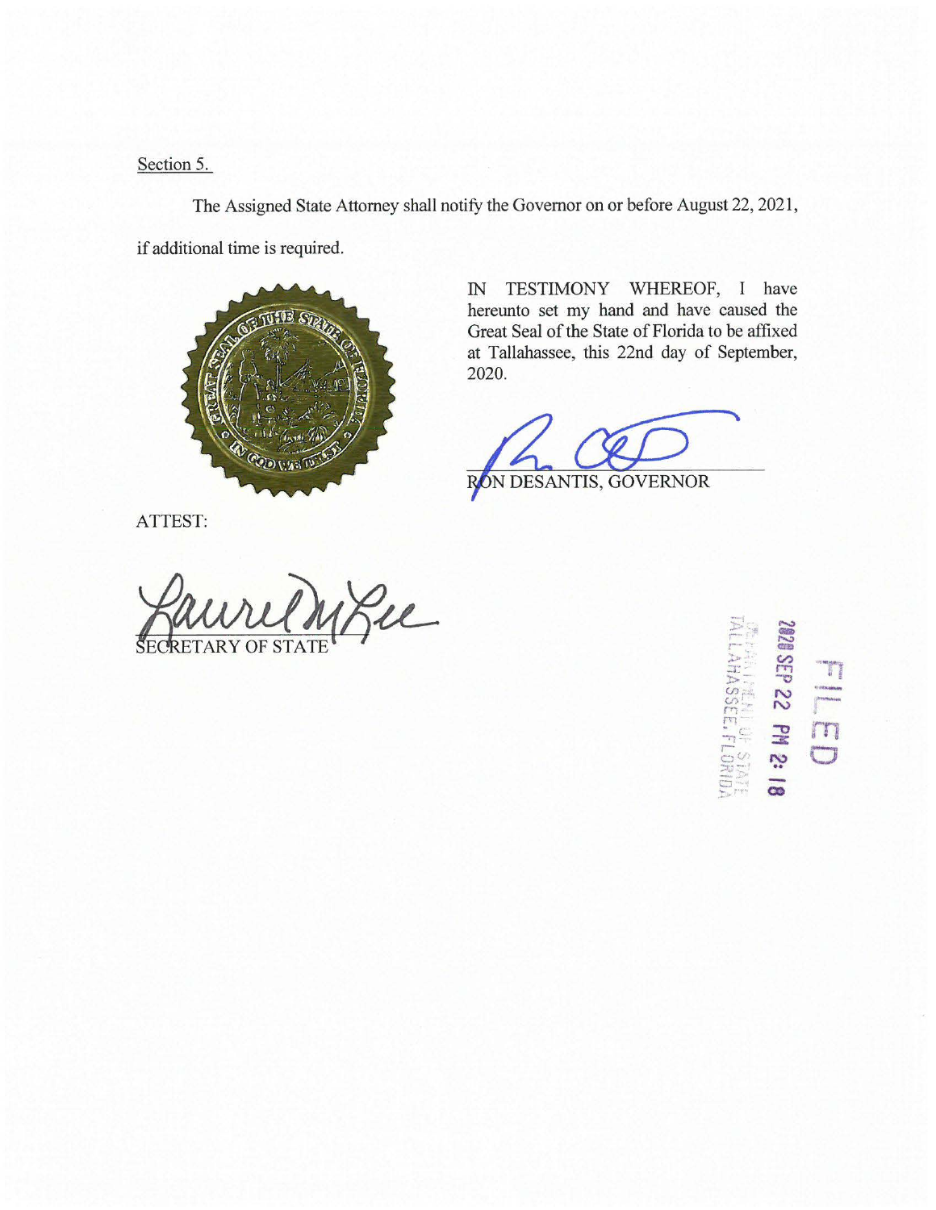Section 5.

The Assigned State Attorney shall notify the Governor on or before August 22, 2021, if additional time is required.

IN TESTIMONY WHEREOF, I have hereunto set my hand and have caused the Great Seal of the State of Florida to be affixed at Tallahassee, this 22nd day of September, 2020.

RON DESANTIS, GOVERNOR

ATTEST:

SECRETARY OF STATE

FILED

2020 SEP 22 PM 2:18

DEPARTMENT OF STATE
TALLAHASSEE, FLORIDA